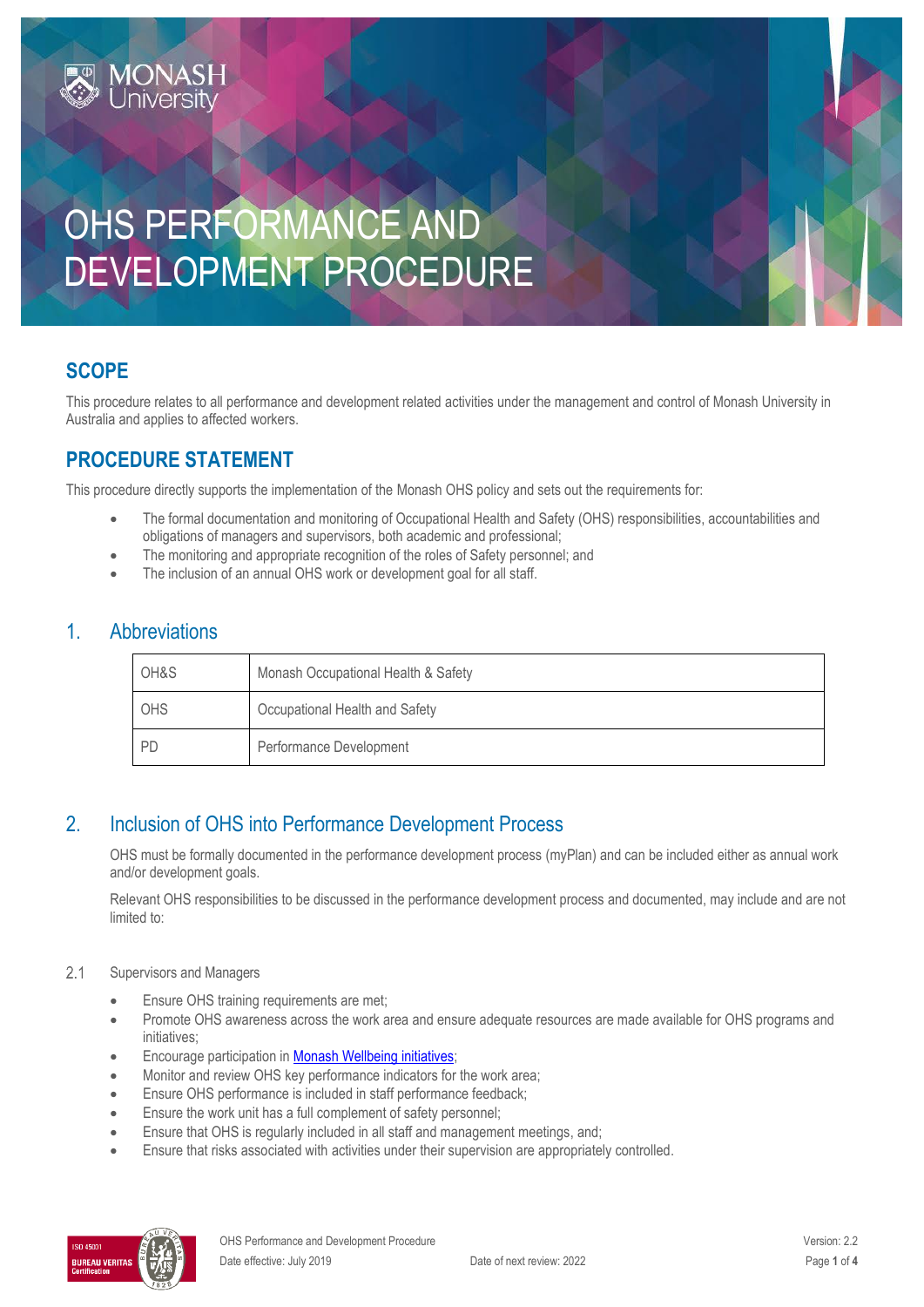# OHS PERFORMANCE AND DEVELOPMENT PROCEDURE

## SCOPE

This procedure relates to all performance and development related activities under the management and control of Monash University in Australia and applies to affected workers.

## PROCEDURE STATEMENT

This procedure directly supports the implementation of the Monash OHS policy and sets out the requirements for:

- The formal documentation and monitoring of Occupational Health and Safety (OHS) responsibilities, accountabilities and obligations of managers and supervisors, both academic and professional;
- The monitoring and appropriate recognition of the roles of Safety personnel; and
- The inclusion of an annual OHS work or development goal for all staff.

## 1. Abbreviations

| | |
|---|---|
| OH&S | Monash Occupational Health & Safety |
| OHS | Occupational Health and Safety |
| PD | Performance Development |

## 2. Inclusion of OHS into Performance Development Process

OHS must be formally documented in the performance development process (myPlan) and can be included either as annual work and/or development goals.

Relevant OHS responsibilities to be discussed in the performance development process and documented, may include and are not limited to:

### 2.1 Supervisors and Managers

- Ensure OHS training requirements are met;
- Promote OHS awareness across the work area and ensure adequate resources are made available for OHS programs and initiatives;
- Encourage participation in Monash Wellbeing initiatives;
- Monitor and review OHS key performance indicators for the work area;
- Ensure OHS performance is included in staff performance feedback;
- Ensure the work unit has a full complement of safety personnel;
- Ensure that OHS is regularly included in all staff and management meetings, and;
- Ensure that risks associated with activities under their supervision are appropriately controlled.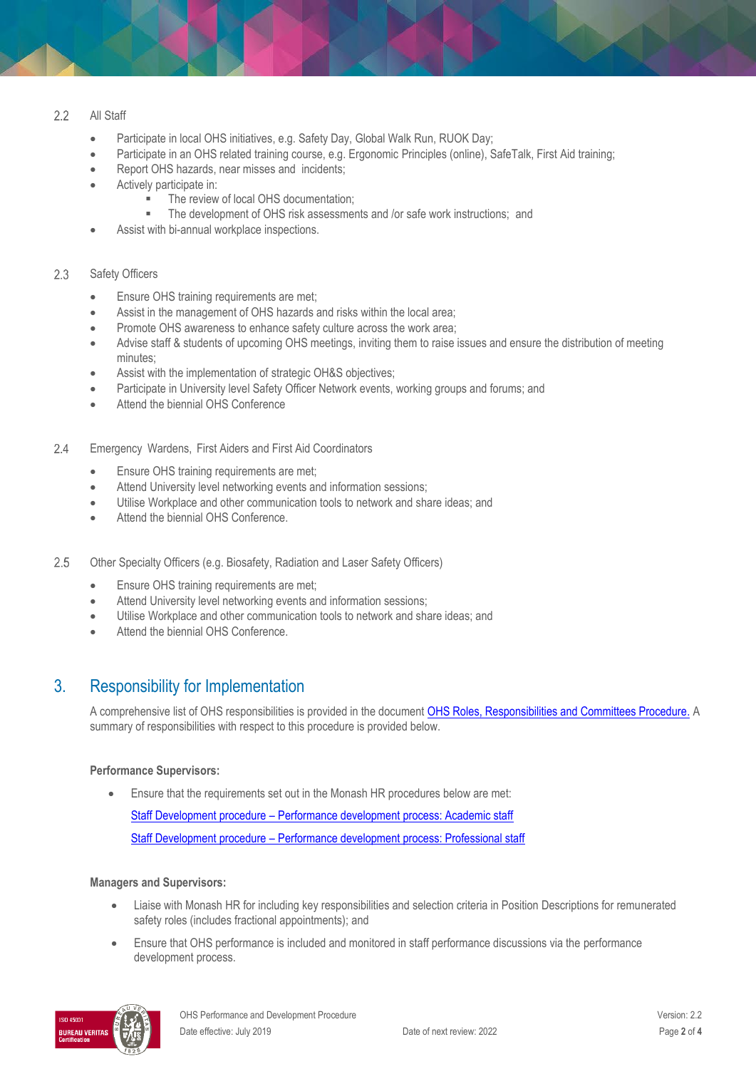### 2.2 All Staff

- Participate in local OHS initiatives, e.g. Safety Day, Global Walk Run, RUOK Day;
- Participate in an OHS related training course, e.g. Ergonomic Principles (online), SafeTalk, First Aid training;
- Report OHS hazards, near misses and incidents;
- Actively participate in:
  - The review of local OHS documentation;
  - The development of OHS risk assessments and /or safe work instructions; and
- Assist with bi-annual workplace inspections.

### 2.3 Safety Officers

- Ensure OHS training requirements are met;
- Assist in the management of OHS hazards and risks within the local area;
- Promote OHS awareness to enhance safety culture across the work area;
- Advise staff & students of upcoming OHS meetings, inviting them to raise issues and ensure the distribution of meeting minutes;
- Assist with the implementation of strategic OH&S objectives;
- Participate in University level Safety Officer Network events, working groups and forums; and
- Attend the biennial OHS Conference

### 2.4 Emergency Wardens, First Aiders and First Aid Coordinators

- Ensure OHS training requirements are met;
- Attend University level networking events and information sessions;
- Utilise Workplace and other communication tools to network and share ideas; and
- Attend the biennial OHS Conference.

### 2.5 Other Specialty Officers (e.g. Biosafety, Radiation and Laser Safety Officers)

- Ensure OHS training requirements are met;
- Attend University level networking events and information sessions;
- Utilise Workplace and other communication tools to network and share ideas; and
- Attend the biennial OHS Conference.

## 3. Responsibility for Implementation

A comprehensive list of OHS responsibilities is provided in the document OHS Roles, Responsibilities and Committees Procedure. A summary of responsibilities with respect to this procedure is provided below.

**Performance Supervisors:**

- Ensure that the requirements set out in the Monash HR procedures below are met:

  Staff Development procedure – Performance development process: Academic staff

  Staff Development procedure – Performance development process: Professional staff

**Managers and Supervisors:**

- Liaise with Monash HR for including key responsibilities and selection criteria in Position Descriptions for remunerated safety roles (includes fractional appointments); and
- Ensure that OHS performance is included and monitored in staff performance discussions via the performance development process.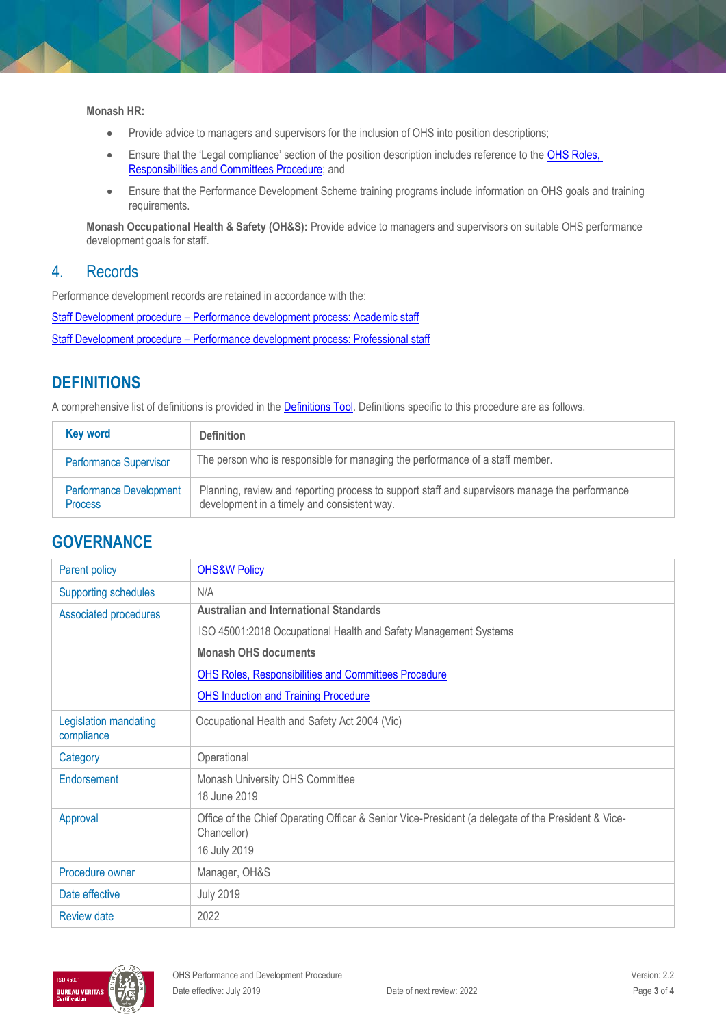**Monash HR:**

- Provide advice to managers and supervisors for the inclusion of OHS into position descriptions;
- Ensure that the 'Legal compliance' section of the position description includes reference to the OHS Roles, Responsibilities and Committees Procedure; and
- Ensure that the Performance Development Scheme training programs include information on OHS goals and training requirements.

**Monash Occupational Health & Safety (OH&S):** Provide advice to managers and supervisors on suitable OHS performance development goals for staff.

## 4. Records

Performance development records are retained in accordance with the:

Staff Development procedure – Performance development process: Academic staff

Staff Development procedure – Performance development process: Professional staff

# DEFINITIONS

A comprehensive list of definitions is provided in the Definitions Tool. Definitions specific to this procedure are as follows.

| Key word | Definition |
|---|---|
| Performance Supervisor | The person who is responsible for managing the performance of a staff member. |
| Performance Development Process | Planning, review and reporting process to support staff and supervisors manage the performance development in a timely and consistent way. |

# GOVERNANCE

| | |
|---|---|
| Parent policy | OHS&W Policy |
| Supporting schedules | N/A |
| Associated procedures | **Australian and International Standards**<br>ISO 45001:2018 Occupational Health and Safety Management Systems<br>**Monash OHS documents**<br>OHS Roles, Responsibilities and Committees Procedure<br>OHS Induction and Training Procedure |
| Legislation mandating compliance | Occupational Health and Safety Act 2004 (Vic) |
| Category | Operational |
| Endorsement | Monash University OHS Committee<br>18 June 2019 |
| Approval | Office of the Chief Operating Officer & Senior Vice-President (a delegate of the President & Vice-Chancellor)<br>16 July 2019 |
| Procedure owner | Manager, OH&S |
| Date effective | July 2019 |
| Review date | 2022 |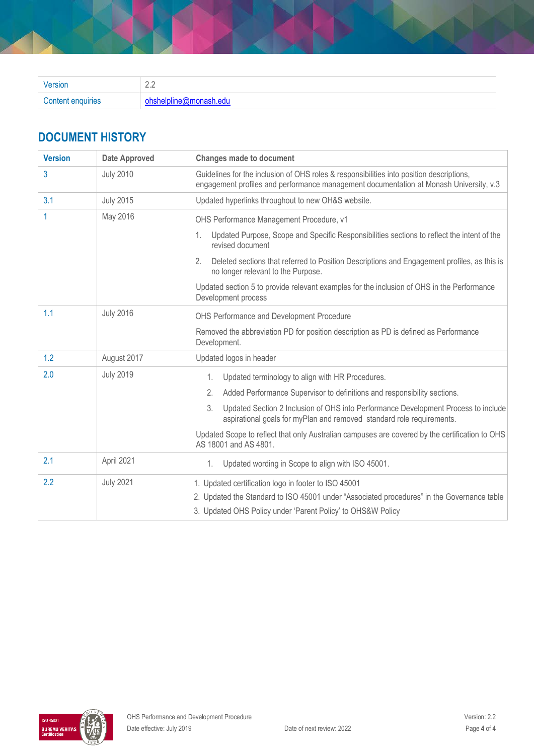| | |
|---|---|
| Version | 2.2 |
| Content enquiries | ohshelpline@monash.edu |

## DOCUMENT HISTORY

| Version | Date Approved | Changes made to document |
|---|---|---|
| 3 | July 2010 | Guidelines for the inclusion of OHS roles & responsibilities into position descriptions, engagement profiles and performance management documentation at Monash University, v.3 |
| 3.1 | July 2015 | Updated hyperlinks throughout to new OH&S website. |
| 1 | May 2016 | OHS Performance Management Procedure, v1<br>1. Updated Purpose, Scope and Specific Responsibilities sections to reflect the intent of the revised document<br>2. Deleted sections that referred to Position Descriptions and Engagement profiles, as this is no longer relevant to the Purpose.<br>Updated section 5 to provide relevant examples for the inclusion of OHS in the Performance Development process |
| 1.1 | July 2016 | OHS Performance and Development Procedure<br>Removed the abbreviation PD for position description as PD is defined as Performance Development. |
| 1.2 | August 2017 | Updated logos in header |
| 2.0 | July 2019 | 1. Updated terminology to align with HR Procedures.<br>2. Added Performance Supervisor to definitions and responsibility sections.<br>3. Updated Section 2 Inclusion of OHS into Performance Development Process to include aspirational goals for myPlan and removed standard role requirements.<br>Updated Scope to reflect that only Australian campuses are covered by the certification to OHS AS 18001 and AS 4801. |
| 2.1 | April 2021 | 1. Updated wording in Scope to align with ISO 45001. |
| 2.2 | July 2021 | 1. Updated certification logo in footer to ISO 45001<br>2. Updated the Standard to ISO 45001 under "Associated procedures" in the Governance table<br>3. Updated OHS Policy under 'Parent Policy' to OHS&W Policy |